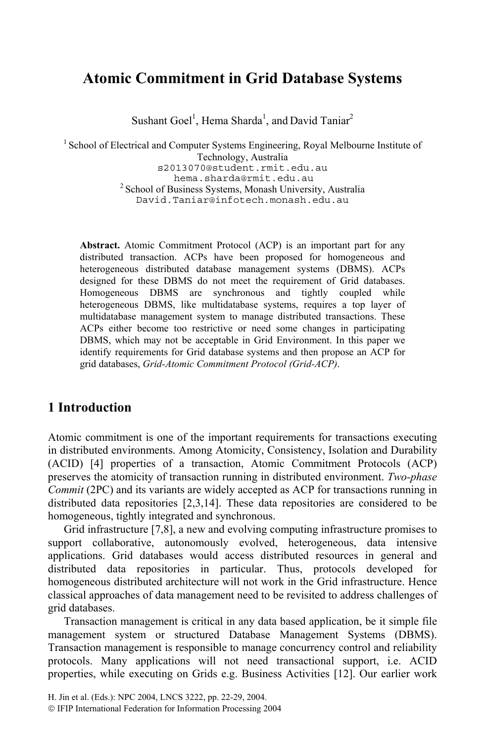# Atomic Commitment in Grid Database Systems

Sushant Goel[1], Hema Sharda[1], and David Taniar[2]

[1] School of Electrical and Computer Systems Engineering, Royal Melbourne Institute of Technology, Australia
s2013070@student.rmit.edu.au
hema.sharda@rmit.edu.au
[2] School of Business Systems, Monash University, Australia
David.Taniar@infotech.monash.edu.au

**Abstract.** Atomic Commitment Protocol (ACP) is an important part for any distributed transaction. ACPs have been proposed for homogeneous and heterogeneous distributed database management systems (DBMS). ACPs designed for these DBMS do not meet the requirement of Grid databases. Homogeneous DBMS are synchronous and tightly coupled while heterogeneous DBMS, like multidatabase systems, requires a top layer of multidatabase management system to manage distributed transactions. These ACPs either become too restrictive or need some changes in participating DBMS, which may not be acceptable in Grid Environment. In this paper we identify requirements for Grid database systems and then propose an ACP for grid databases, *Grid-Atomic Commitment Protocol (Grid-ACP)*.

## 1 Introduction

Atomic commitment is one of the important requirements for transactions executing in distributed environments. Among Atomicity, Consistency, Isolation and Durability (ACID) [4] properties of a transaction, Atomic Commitment Protocols (ACP) preserves the atomicity of transaction running in distributed environment. *Two-phase Commit* (2PC) and its variants are widely accepted as ACP for transactions running in distributed data repositories [2,3,14]. These data repositories are considered to be homogeneous, tightly integrated and synchronous.

Grid infrastructure [7,8], a new and evolving computing infrastructure promises to support collaborative, autonomously evolved, heterogeneous, data intensive applications. Grid databases would access distributed resources in general and distributed data repositories in particular. Thus, protocols developed for homogeneous distributed architecture will not work in the Grid infrastructure. Hence classical approaches of data management need to be revisited to address challenges of grid databases.

Transaction management is critical in any data based application, be it simple file management system or structured Database Management Systems (DBMS). Transaction management is responsible to manage concurrency control and reliability protocols. Many applications will not need transactional support, i.e. ACID properties, while executing on Grids e.g. Business Activities [12]. Our earlier work

H. Jin et al. (Eds.): NPC 2004, LNCS 3222, pp. 22-29, 2004.
© IFIP International Federation for Information Processing 2004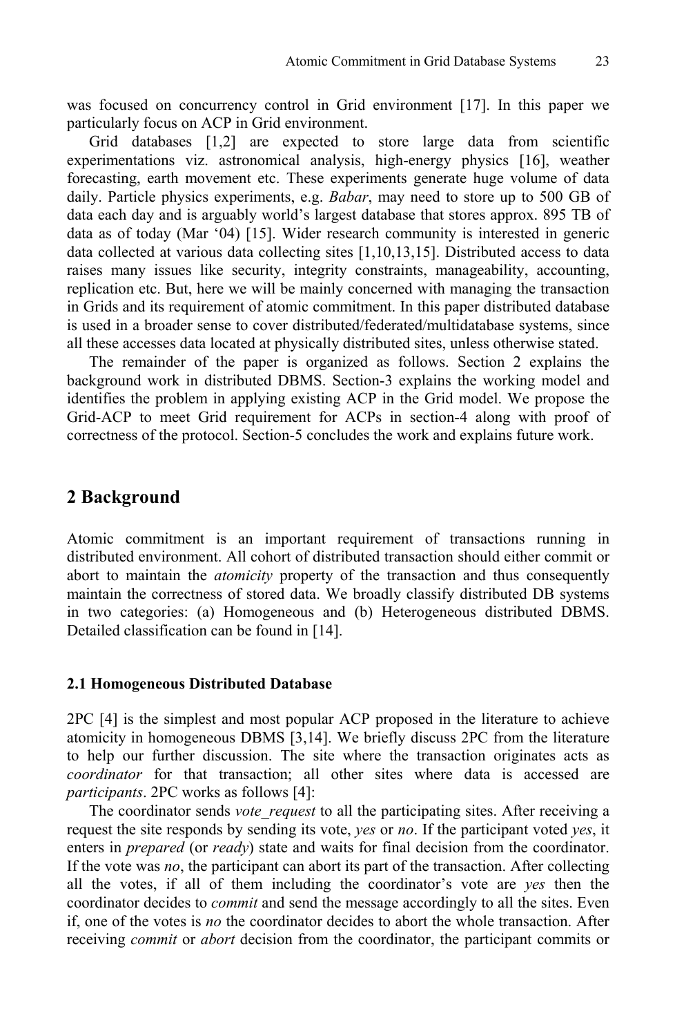was focused on concurrency control in Grid environment [17]. In this paper we particularly focus on ACP in Grid environment.

Grid databases [1,2] are expected to store large data from scientific experimentations viz. astronomical analysis, high-energy physics [16], weather forecasting, earth movement etc. These experiments generate huge volume of data daily. Particle physics experiments, e.g. *Babar*, may need to store up to 500 GB of data each day and is arguably world's largest database that stores approx. 895 TB of data as of today (Mar '04) [15]. Wider research community is interested in generic data collected at various data collecting sites [1,10,13,15]. Distributed access to data raises many issues like security, integrity constraints, manageability, accounting, replication etc. But, here we will be mainly concerned with managing the transaction in Grids and its requirement of atomic commitment. In this paper distributed database is used in a broader sense to cover distributed/federated/multidatabase systems, since all these accesses data located at physically distributed sites, unless otherwise stated.

The remainder of the paper is organized as follows. Section 2 explains the background work in distributed DBMS. Section-3 explains the working model and identifies the problem in applying existing ACP in the Grid model. We propose the Grid-ACP to meet Grid requirement for ACPs in section-4 along with proof of correctness of the protocol. Section-5 concludes the work and explains future work.

## 2 Background

Atomic commitment is an important requirement of transactions running in distributed environment. All cohort of distributed transaction should either commit or abort to maintain the *atomicity* property of the transaction and thus consequently maintain the correctness of stored data. We broadly classify distributed DB systems in two categories: (a) Homogeneous and (b) Heterogeneous distributed DBMS. Detailed classification can be found in [14].

### 2.1 Homogeneous Distributed Database

2PC [4] is the simplest and most popular ACP proposed in the literature to achieve atomicity in homogeneous DBMS [3,14]. We briefly discuss 2PC from the literature to help our further discussion. The site where the transaction originates acts as *coordinator* for that transaction; all other sites where data is accessed are *participants*. 2PC works as follows [4]:

The coordinator sends *vote_request* to all the participating sites. After receiving a request the site responds by sending its vote, *yes* or *no*. If the participant voted *yes*, it enters in *prepared* (or *ready*) state and waits for final decision from the coordinator. If the vote was *no*, the participant can abort its part of the transaction. After collecting all the votes, if all of them including the coordinator's vote are *yes* then the coordinator decides to *commit* and send the message accordingly to all the sites. Even if, one of the votes is *no* the coordinator decides to abort the whole transaction. After receiving *commit* or *abort* decision from the coordinator, the participant commits or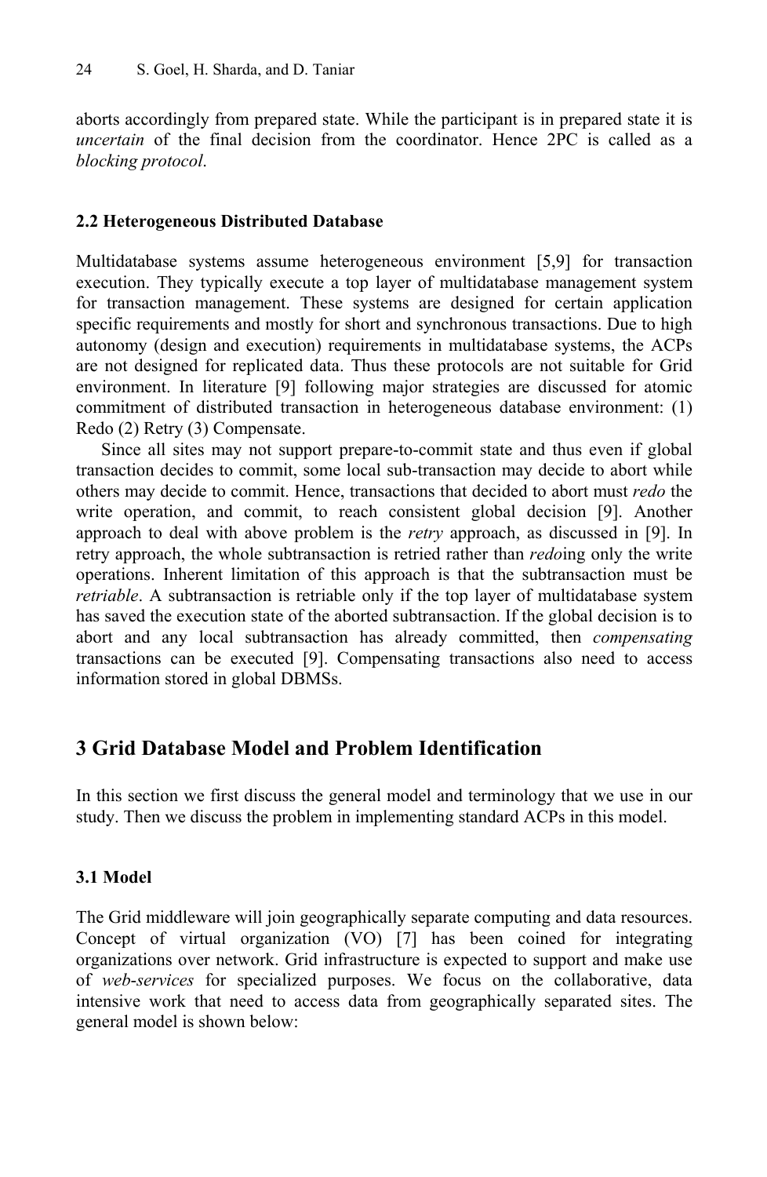aborts accordingly from prepared state. While the participant is in prepared state it is *uncertain* of the final decision from the coordinator. Hence 2PC is called as a *blocking protocol*.

### 2.2 Heterogeneous Distributed Database

Multidatabase systems assume heterogeneous environment [5,9] for transaction execution. They typically execute a top layer of multidatabase management system for transaction management. These systems are designed for certain application specific requirements and mostly for short and synchronous transactions. Due to high autonomy (design and execution) requirements in multidatabase systems, the ACPs are not designed for replicated data. Thus these protocols are not suitable for Grid environment. In literature [9] following major strategies are discussed for atomic commitment of distributed transaction in heterogeneous database environment: (1) Redo (2) Retry (3) Compensate.

Since all sites may not support prepare-to-commit state and thus even if global transaction decides to commit, some local sub-transaction may decide to abort while others may decide to commit. Hence, transactions that decided to abort must *redo* the write operation, and commit, to reach consistent global decision [9]. Another approach to deal with above problem is the *retry* approach, as discussed in [9]. In retry approach, the whole subtransaction is retried rather than *redo*ing only the write operations. Inherent limitation of this approach is that the subtransaction must be *retriable*. A subtransaction is retriable only if the top layer of multidatabase system has saved the execution state of the aborted subtransaction. If the global decision is to abort and any local subtransaction has already committed, then *compensating* transactions can be executed [9]. Compensating transactions also need to access information stored in global DBMSs.

## 3 Grid Database Model and Problem Identification

In this section we first discuss the general model and terminology that we use in our study. Then we discuss the problem in implementing standard ACPs in this model.

### 3.1 Model

The Grid middleware will join geographically separate computing and data resources. Concept of virtual organization (VO) [7] has been coined for integrating organizations over network. Grid infrastructure is expected to support and make use of *web-services* for specialized purposes. We focus on the collaborative, data intensive work that need to access data from geographically separated sites. The general model is shown below: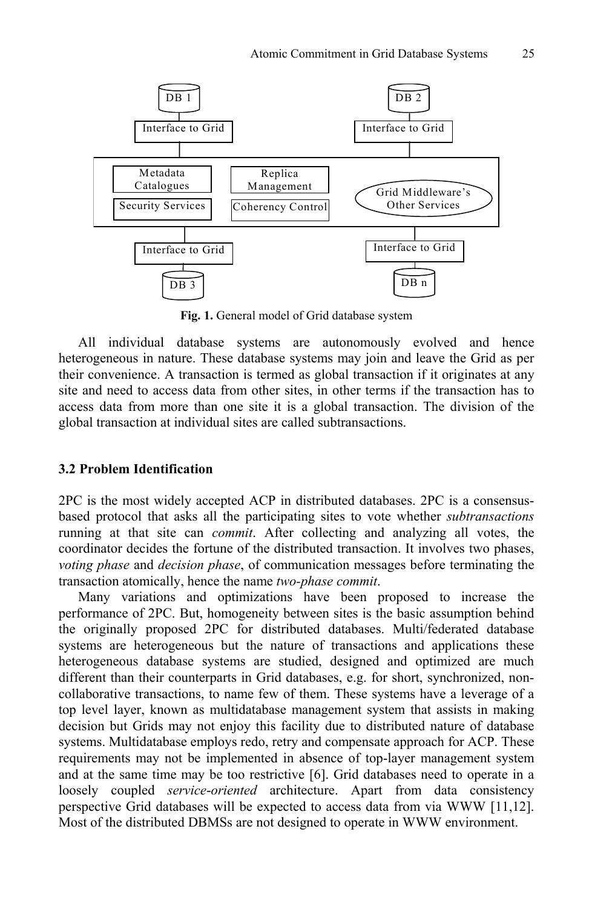DB 1

Interface to Grid

DB 2

Interface to Grid

Metadata Catalogues

Security Services

Replica Management

Coherency Control

Grid Middleware's Other Services

Interface to Grid

DB 3

Interface to Grid

DB n

**Fig. 1.** General model of Grid database system

All individual database systems are autonomously evolved and hence heterogeneous in nature. These database systems may join and leave the Grid as per their convenience. A transaction is termed as global transaction if it originates at any site and need to access data from other sites, in other terms if the transaction has to access data from more than one site it is a global transaction. The division of the global transaction at individual sites are called subtransactions.

### 3.2 Problem Identification

2PC is the most widely accepted ACP in distributed databases. 2PC is a consensus-based protocol that asks all the participating sites to vote whether *subtransactions* running at that site can *commit*. After collecting and analyzing all votes, the coordinator decides the fortune of the distributed transaction. It involves two phases, *voting phase* and *decision phase*, of communication messages before terminating the transaction atomically, hence the name *two-phase commit*.

Many variations and optimizations have been proposed to increase the performance of 2PC. But, homogeneity between sites is the basic assumption behind the originally proposed 2PC for distributed databases. Multi/federated database systems are heterogeneous but the nature of transactions and applications these heterogeneous database systems are studied, designed and optimized are much different than their counterparts in Grid databases, e.g. for short, synchronized, non-collaborative transactions, to name few of them. These systems have a leverage of a top level layer, known as multidatabase management system that assists in making decision but Grids may not enjoy this facility due to distributed nature of database systems. Multidatabase employs redo, retry and compensate approach for ACP. These requirements may not be implemented in absence of top-layer management system and at the same time may be too restrictive [6]. Grid databases need to operate in a loosely coupled *service-oriented* architecture. Apart from data consistency perspective Grid databases will be expected to access data from via WWW [11,12]. Most of the distributed DBMSs are not designed to operate in WWW environment.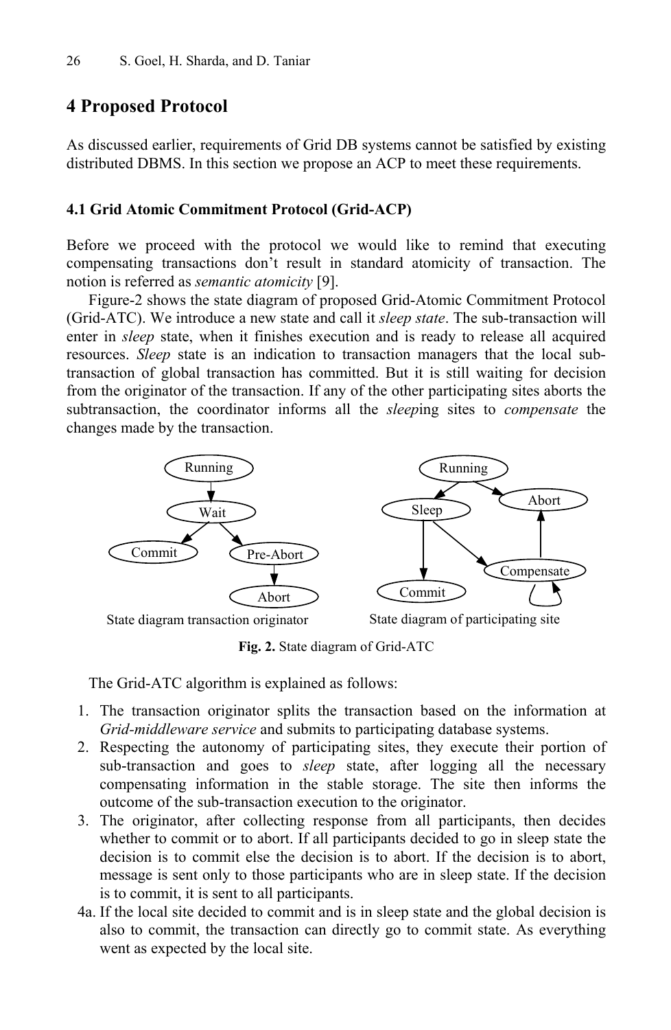## 4 Proposed Protocol

As discussed earlier, requirements of Grid DB systems cannot be satisfied by existing distributed DBMS. In this section we propose an ACP to meet these requirements.

### 4.1 Grid Atomic Commitment Protocol (Grid-ACP)

Before we proceed with the protocol we would like to remind that executing compensating transactions don't result in standard atomicity of transaction. The notion is referred as *semantic atomicity* [9].

Figure-2 shows the state diagram of proposed Grid-Atomic Commitment Protocol (Grid-ATC). We introduce a new state and call it *sleep state*. The sub-transaction will enter in *sleep* state, when it finishes execution and is ready to release all acquired resources. *Sleep* state is an indication to transaction managers that the local sub-transaction of global transaction has committed. But it is still waiting for decision from the originator of the transaction. If any of the other participating sites aborts the subtransaction, the coordinator informs all the *sleep*ing sites to *compensate* the changes made by the transaction.

**Fig. 2.** State diagram of Grid-ATC

The Grid-ATC algorithm is explained as follows:

1. The transaction originator splits the transaction based on the information at *Grid-middleware service* and submits to participating database systems.
2. Respecting the autonomy of participating sites, they execute their portion of sub-transaction and goes to *sleep* state, after logging all the necessary compensating information in the stable storage. The site then informs the outcome of the sub-transaction execution to the originator.
3. The originator, after collecting response from all participants, then decides whether to commit or to abort. If all participants decided to go in sleep state the decision is to commit else the decision is to abort. If the decision is to abort, message is sent only to those participants who are in sleep state. If the decision is to commit, it is sent to all participants.

4a. If the local site decided to commit and is in sleep state and the global decision is also to commit, the transaction can directly go to commit state. As everything went as expected by the local site.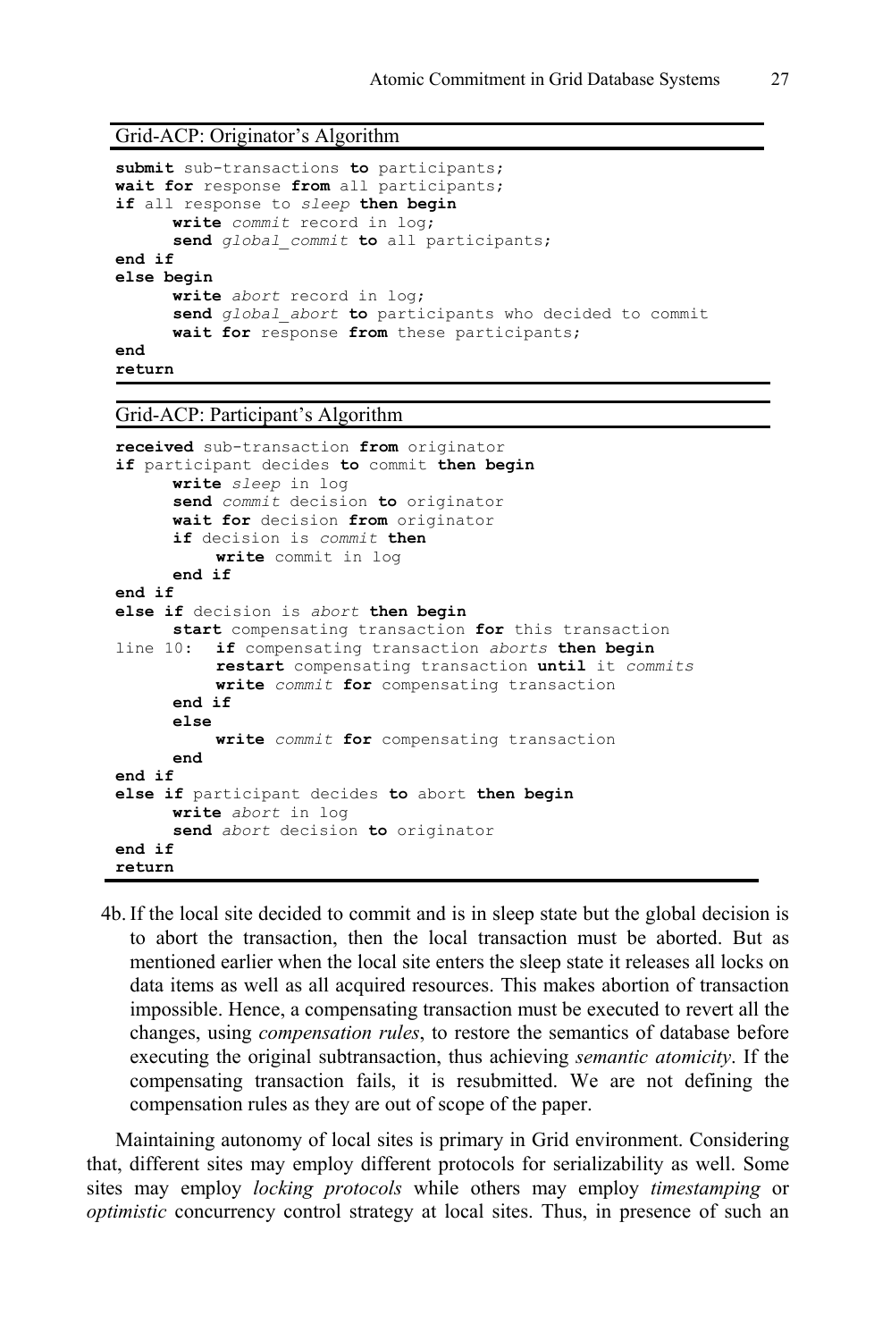**Grid-ACP: Originator's Algorithm**

```
submit sub-transactions to participants;
wait for response from all participants;
if all response to sleep then begin
      write commit record in log;
      send global_commit to all participants;
end if
else begin
      write abort record in log;
      send global_abort to participants who decided to commit
      wait for response from these participants;
end
return
```

**Grid-ACP: Participant's Algorithm**

```
received sub-transaction from originator
if participant decides to commit then begin
      write sleep in log
      send commit decision to originator
      wait for decision from originator
      if decision is commit then
          write commit in log
      end if
end if
else if decision is abort then begin
      start compensating transaction for this transaction
line 10:  if compensating transaction aborts then begin
          restart compensating transaction until it commits
          write commit for compensating transaction
      end if
      else
          write commit for compensating transaction
      end
end if
else if participant decides to abort then begin
      write abort in log
      send abort decision to originator
end if
return
```

4b. If the local site decided to commit and is in sleep state but the global decision is to abort the transaction, then the local transaction must be aborted. But as mentioned earlier when the local site enters the sleep state it releases all locks on data items as well as all acquired resources. This makes abortion of transaction impossible. Hence, a compensating transaction must be executed to revert all the changes, using *compensation rules*, to restore the semantics of database before executing the original subtransaction, thus achieving *semantic atomicity*. If the compensating transaction fails, it is resubmitted. We are not defining the compensation rules as they are out of scope of the paper.

Maintaining autonomy of local sites is primary in Grid environment. Considering that, different sites may employ different protocols for serializability as well. Some sites may employ *locking protocols* while others may employ *timestamping* or *optimistic* concurrency control strategy at local sites. Thus, in presence of such an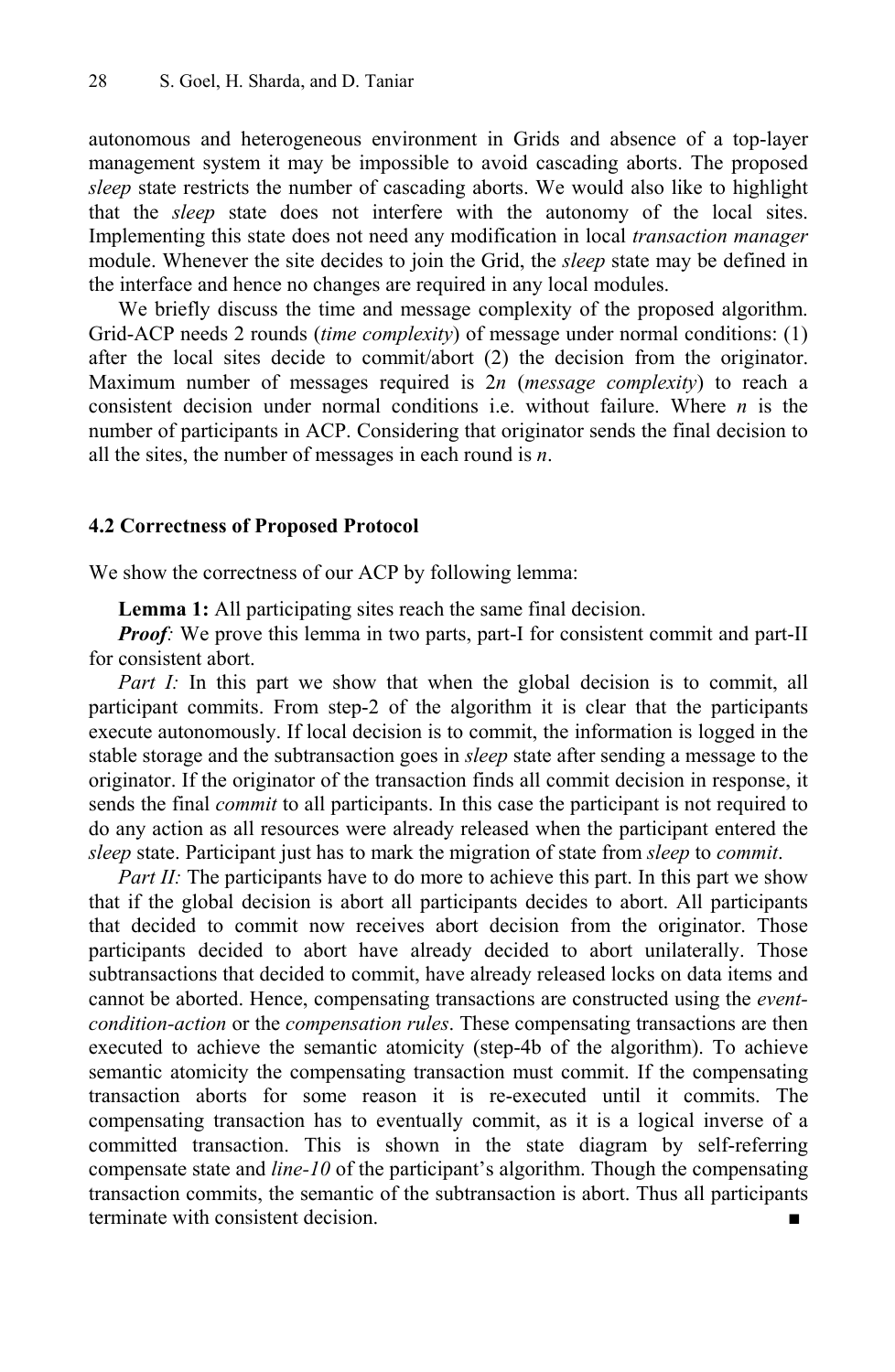autonomous and heterogeneous environment in Grids and absence of a top-layer management system it may be impossible to avoid cascading aborts. The proposed *sleep* state restricts the number of cascading aborts. We would also like to highlight that the *sleep* state does not interfere with the autonomy of the local sites. Implementing this state does not need any modification in local *transaction manager* module. Whenever the site decides to join the Grid, the *sleep* state may be defined in the interface and hence no changes are required in any local modules.

We briefly discuss the time and message complexity of the proposed algorithm. Grid-ACP needs 2 rounds (*time complexity*) of message under normal conditions: (1) after the local sites decide to commit/abort (2) the decision from the originator. Maximum number of messages required is $2n$ (*message complexity*) to reach a consistent decision under normal conditions i.e. without failure. Where $n$ is the number of participants in ACP. Considering that originator sends the final decision to all the sites, the number of messages in each round is $n$.

### 4.2 Correctness of Proposed Protocol

We show the correctness of our ACP by following lemma:

**Lemma 1:** All participating sites reach the same final decision.

***Proof:*** We prove this lemma in two parts, part-I for consistent commit and part-II for consistent abort.

*Part I:* In this part we show that when the global decision is to commit, all participant commits. From step-2 of the algorithm it is clear that the participants execute autonomously. If local decision is to commit, the information is logged in the stable storage and the subtransaction goes in *sleep* state after sending a message to the originator. If the originator of the transaction finds all commit decision in response, it sends the final *commit* to all participants. In this case the participant is not required to do any action as all resources were already released when the participant entered the *sleep* state. Participant just has to mark the migration of state from *sleep* to *commit*.

*Part II:* The participants have to do more to achieve this part. In this part we show that if the global decision is abort all participants decides to abort. All participants that decided to commit now receives abort decision from the originator. Those participants decided to abort have already decided to abort unilaterally. Those subtransactions that decided to commit, have already released locks on data items and cannot be aborted. Hence, compensating transactions are constructed using the *event-condition-action* or the *compensation rules*. These compensating transactions are then executed to achieve the semantic atomicity (step-4b of the algorithm). To achieve semantic atomicity the compensating transaction must commit. If the compensating transaction aborts for some reason it is re-executed until it commits. The compensating transaction has to eventually commit, as it is a logical inverse of a committed transaction. This is shown in the state diagram by self-referring compensate state and *line-10* of the participant's algorithm. Though the compensating transaction commits, the semantic of the subtransaction is abort. Thus all participants terminate with consistent decision. ■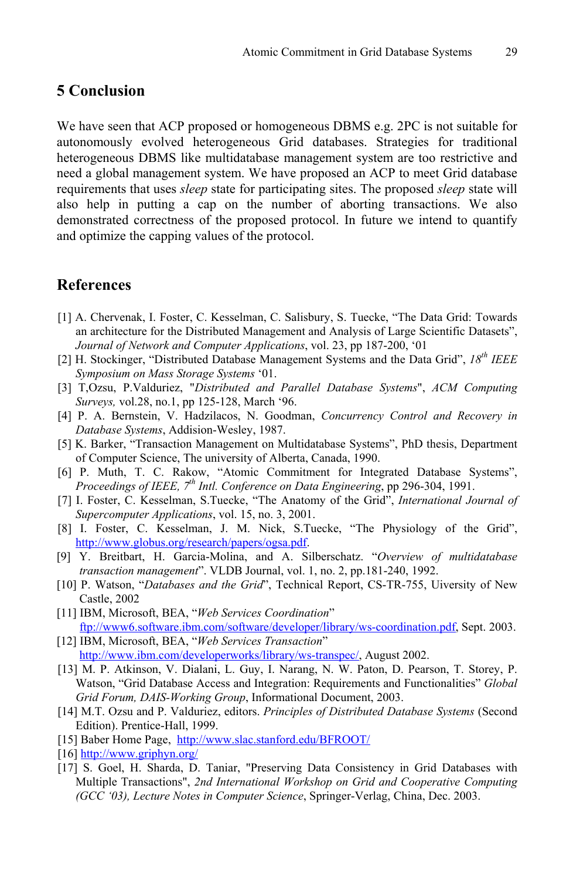## 5 Conclusion

We have seen that ACP proposed or homogeneous DBMS e.g. 2PC is not suitable for autonomously evolved heterogeneous Grid databases. Strategies for traditional heterogeneous DBMS like multidatabase management system are too restrictive and need a global management system. We have proposed an ACP to meet Grid database requirements that uses *sleep* state for participating sites. The proposed *sleep* state will also help in putting a cap on the number of aborting transactions. We also demonstrated correctness of the proposed protocol. In future we intend to quantify and optimize the capping values of the protocol.

## References

[1] A. Chervenak, I. Foster, C. Kesselman, C. Salisbury, S. Tuecke, "The Data Grid: Towards an architecture for the Distributed Management and Analysis of Large Scientific Datasets", *Journal of Network and Computer Applications*, vol. 23, pp 187-200, '01

[2] H. Stockinger, "Distributed Database Management Systems and the Data Grid", *18th IEEE Symposium on Mass Storage Systems* '01.

[3] T,Ozsu, P.Valduriez, "*Distributed and Parallel Database Systems*", *ACM Computing Surveys,* vol.28, no.1, pp 125-128, March '96.

[4] P. A. Bernstein, V. Hadzilacos, N. Goodman, *Concurrency Control and Recovery in Database Systems*, Addision-Wesley, 1987.

[5] K. Barker, "Transaction Management on Multidatabase Systems", PhD thesis, Department of Computer Science, The university of Alberta, Canada, 1990.

[6] P. Muth, T. C. Rakow, "Atomic Commitment for Integrated Database Systems", *Proceedings of IEEE, 7th Intl. Conference on Data Engineering*, pp 296-304, 1991.

[7] I. Foster, C. Kesselman, S.Tuecke, "The Anatomy of the Grid", *International Journal of Supercomputer Applications*, vol. 15, no. 3, 2001.

[8] I. Foster, C. Kesselman, J. M. Nick, S.Tuecke, "The Physiology of the Grid", http://www.globus.org/research/papers/ogsa.pdf.

[9] Y. Breitbart, H. Garcia-Molina, and A. Silberschatz. "*Overview of multidatabase transaction management*". VLDB Journal, vol. 1, no. 2, pp.181-240, 1992.

[10] P. Watson, "*Databases and the Grid*", Technical Report, CS-TR-755, Uiversity of New Castle, 2002

[11] IBM, Microsoft, BEA, "*Web Services Coordination*" ftp://www6.software.ibm.com/software/developer/library/ws-coordination.pdf, Sept. 2003.

[12] IBM, Microsoft, BEA, "*Web Services Transaction*" http://www.ibm.com/developerworks/library/ws-transpec/, August 2002.

[13] M. P. Atkinson, V. Dialani, L. Guy, I. Narang, N. W. Paton, D. Pearson, T. Storey, P. Watson, "Grid Database Access and Integration: Requirements and Functionalities" *Global Grid Forum, DAIS-Working Group*, Informational Document, 2003.

[14] M.T. Ozsu and P. Valduriez, editors. *Principles of Distributed Database Systems* (Second Edition). Prentice-Hall, 1999.

[15] Baber Home Page, http://www.slac.stanford.edu/BFROOT/

[16] http://www.griphyn.org/

[17] S. Goel, H. Sharda, D. Taniar, "Preserving Data Consistency in Grid Databases with Multiple Transactions", *2nd International Workshop on Grid and Cooperative Computing (GCC '03), Lecture Notes in Computer Science*, Springer-Verlag, China, Dec. 2003.